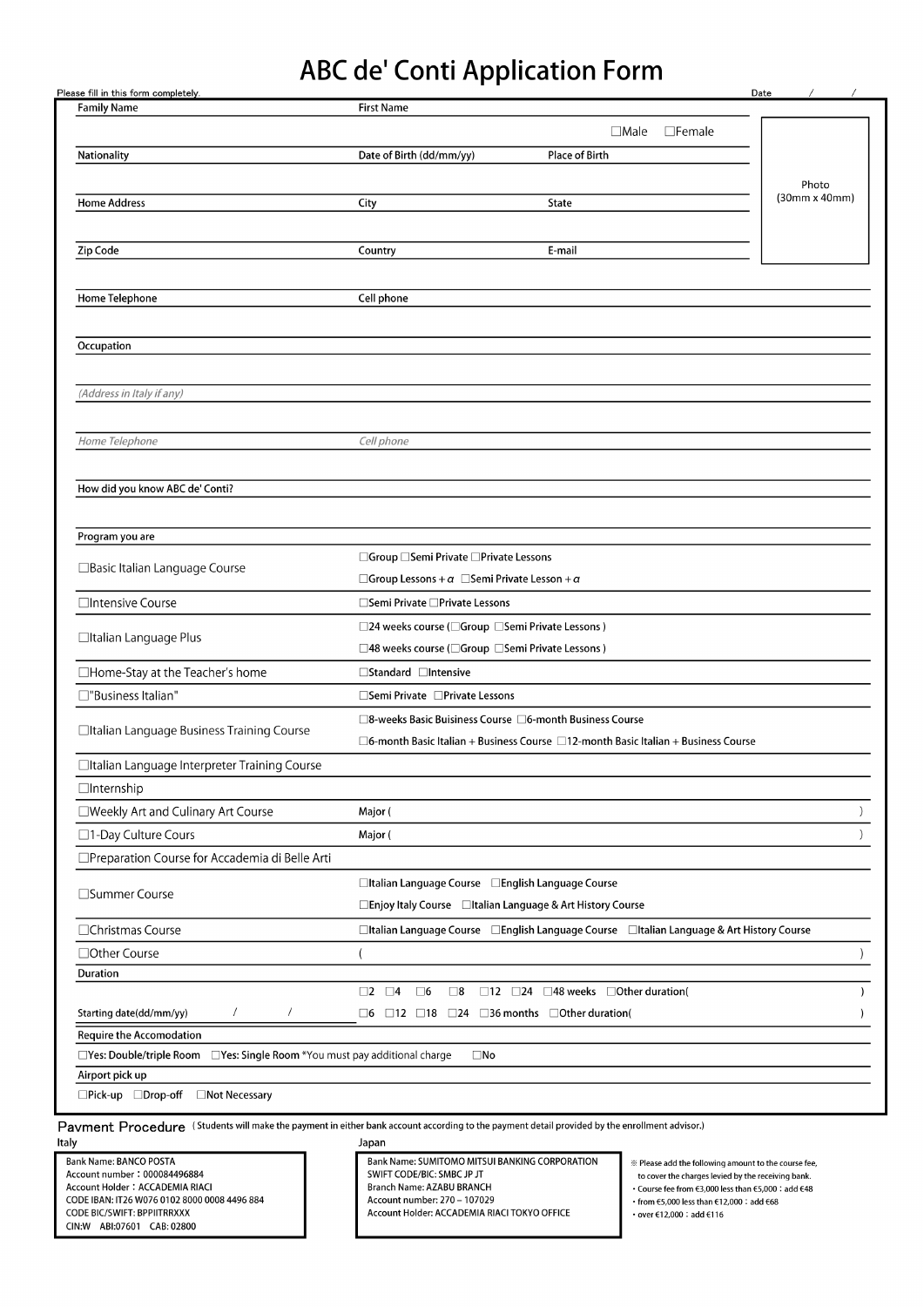# ABC de' Conti Application Form

Please fill in this form completely. Date / /

| Family Name | First Name | | Photo (30mm x 40mm) |
|---|---|---|---|
| | ☐Male ☐Female | | |
| Nationality | Date of Birth (dd/mm/yy) | Place of Birth | |
| Home Address | City | State | |
| Zip Code | Country | E-mail | |
| Home Telephone | Cell phone | | |
| Occupation | | | |
| *(Address in Italy if any)* | | | |
| *Home Telephone* | *Cell phone* | | |
| How did you know ABC de' Conti? | | | |

**Program you are**

| Program | Options |
|---|---|
| ☐Basic Italian Language Course | ☐Group ☐Semi Private ☐Private Lessons<br>☐Group Lessons + $\alpha$ ☐Semi Private Lesson + $\alpha$ |
| ☐Intensive Course | ☐Semi Private ☐Private Lessons |
| ☐Italian Language Plus | ☐24 weeks course (☐Group ☐Semi Private Lessons )<br>☐48 weeks course (☐Group ☐Semi Private Lessons ) |
| ☐Home-Stay at the Teacher's home | ☐Standard ☐Intensive |
| ☐"Business Italian" | ☐Semi Private ☐Private Lessons |
| ☐Italian Language Business Training Course | ☐8-weeks Basic Buisiness Course ☐6-month Business Course<br>☐6-month Basic Italian + Business Course ☐12-month Basic Italian + Business Course |
| ☐Italian Language Interpreter Training Course | |
| ☐Internship | |
| ☐Weekly Art and Culinary Art Course | Major ( ) |
| ☐1-Day Culture Cours | Major ( ) |
| ☐Preparation Course for Accademia di Belle Arti | |
| ☐Summer Course | ☐Italian Language Course ☐English Language Course<br>☐Enjoy Italy Course ☐Italian Language & Art History Course |
| ☐Christmas Course | ☐Italian Language Course ☐English Language Course ☐Italian Language & Art History Course |
| ☐Other Course | ( ) |

**Duration**

| | |
|---|---|
| | ☐2 ☐4 ☐6 ☐8 ☐12 ☐24 ☐48 weeks ☐Other duration( ) |
| Starting date(dd/mm/yy) / / | ☐6 ☐12 ☐18 ☐24 ☐36 months ☐Other duration( ) |

**Require the Accomodation**

☐Yes: Double/triple Room ☐Yes: Single Room *You must pay additional charge ☐No

**Airport pick up**

☐Pick-up ☐Drop-off ☐Not Necessary

## Payment Procedure

(Students will make the payment in either bank account according to the payment detail provided by the enrollment advisor.)

**Italy**

Bank Name: BANCO POSTA
Account number：000084496884
Account Holder：ACCADEMIA RIACI
CODE IBAN: IT26 W076 0102 8000 0008 4496 884
CODE BIC/SWIFT: BPPIITRRXXX
CIN:W ABI:07601 CAB: 02800

**Japan**

Bank Name: SUMITOMO MITSUI BANKING CORPORATION
SWIFT CODE/BIC: SMBC JP JT
Branch Name: AZABU BRANCH
Account number: 270 – 107029
Account Holder: ACCADEMIA RIACI TOKYO OFFICE

※ Please add the following amount to the course fee, to cover the charges levied by the receiving bank.
- Course fee from €3,000 less than €5,000：add €48
- from €5,000 less than €12,000：add €68
- over €12,000：add €116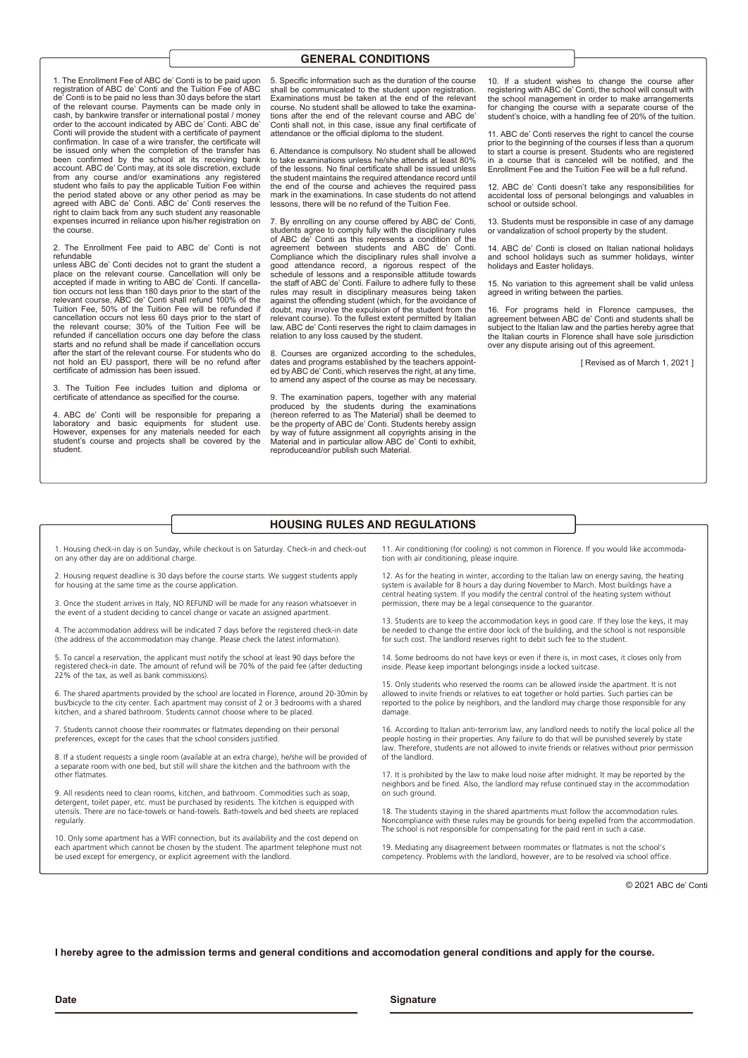## GENERAL CONDITIONS

1. The Enrollment Fee of ABC de' Conti is to be paid upon registration of ABC de' Conti and the Tuition Fee of ABC de' Conti is to be paid no less than 30 days before the start of the relevant course. Payments can be made only in cash, by bankwire transfer or international postal / money order to the account indicated by ABC de' Conti. ABC de' Conti will provide the student with a certificate of payment confirmation. In case of a wire transfer, the certificate will be issued only when the completion of the transfer has been confirmed by the school at its receiving bank account. ABC de' Conti may, at its sole discretion, exclude from any course and/or examinations any registered student who fails to pay the applicable Tuition Fee within the period stated above or any other period as may be agreed with ABC de' Conti. ABC de' Conti reserves the right to claim back from any such student any reasonable expenses incurred in reliance upon his/her registration on the course.

2. The Enrollment Fee paid to ABC de' Conti is not refundable
unless ABC de' Conti decides not to grant the student a place on the relevant course. Cancellation will only be accepted if made in writing to ABC de' Conti. If cancellation occurs not less than 180 days prior to the start of the relevant course, ABC de' Conti shall refund 100% of the Tuition Fee, 50% of the Tuition Fee will be refunded if cancellation occurs not less 60 days prior to the start of the relevant course; 30% of the Tuition Fee will be refunded if cancellation occurs one day before the class starts and no refund shall be made if cancellation occurs after the start of the relevant course. For students who do not hold an EU passport, there will be no refund after certificate of admission has been issued.

3. The Tuition Fee includes tuition and diploma or certificate of attendance as specified for the course.

4. ABC de' Conti will be responsible for preparing a laboratory and basic equipments for student use. However, expenses for any materials needed for each student's course and projects shall be covered by the student.

5. Specific information such as the duration of the course shall be communicated to the student upon registration. Examinations must be taken at the end of the relevant course. No student shall be allowed to take the examinations after the end of the relevant course and ABC de' Conti shall not, in this case, issue any final certificate of attendance or the official diploma to the student.

6. Attendance is compulsory. No student shall be allowed to take examinations unless he/she attends at least 80% of the lessons. No final certificate shall be issued unless the student maintains the required attendance record until the end of the course and achieves the required pass mark in the examinations. In case students do not attend lessons, there will be no refund of the Tuition Fee.

7. By enrolling on any course offered by ABC de' Conti, students agree to comply fully with the disciplinary rules of ABC de' Conti as this represents a condition of the agreement between students and ABC de' Conti. Compliance which the disciplinary rules shall involve a good attendance record, a rigorous respect of the schedule of lessons and a responsible attitude towards the staff of ABC de' Conti. Failure to adhere fully to these rules may result in disciplinary measures being taken against the offending student (which, for the avoidance of doubt, may involve the expulsion of the student from the relevant course). To the fullest extent permitted by Italian law, ABC de' Conti reserves the right to claim damages in relation to any loss caused by the student.

8. Courses are organized according to the schedules, dates and programs established by the teachers appointed by ABC de' Conti, which reserves the right, at any time, to amend any aspect of the course as may be necessary.

9. The examination papers, together with any material produced by the students during the examinations (hereon referred to as The Material) shall be deemed to be the property of ABC de' Conti. Students hereby assign by way of future assignment all copyrights arising in the Material and in particular allow ABC de' Conti to exhibit, reproduceand/or publish such Material.

10. If a student wishes to change the course after registering with ABC de' Conti, the school will consult with the school management in order to make arrangements for changing the course with a separate course of the student's choice, with a handling fee of 20% of the tuition.

11. ABC de' Conti reserves the right to cancel the course prior to the beginning of the courses if less than a quorum to start a course is present. Students who are registered in a course that is canceled will be notified, and the Enrollment Fee and the Tuition Fee will be a full refund.

12. ABC de' Conti doesn't take any responsibilities for accidental loss of personal belongings and valuables in school or outside school.

13. Students must be responsible in case of any damage or vandalization of school property by the student.

14. ABC de' Conti is closed on Italian national holidays and school holidays such as summer holidays, winter holidays and Easter holidays.

15. No variation to this agreement shall be valid unless agreed in writing between the parties.

16. For programs held in Florence campuses, the agreement between ABC de' Conti and students shall be subject to the Italian law and the parties hereby agree that the Italian courts in Florence shall have sole jurisdiction over any dispute arising out of this agreement.

[ Revised as of March 1, 2021 ]

## HOUSING RULES AND REGULATIONS

1. Housing check-in day is on Sunday, while checkout is on Saturday. Check-in and check-out on any other day are on additional charge.

2. Housing request deadline is 30 days before the course starts. We suggest students apply for housing at the same time as the course application.

3. Once the student arrives in Italy, NO REFUND will be made for any reason whatsoever in the event of a student deciding to cancel change or vacate an assigned apartment.

4. The accommodation address will be indicated 7 days before the registered check-in date (the address of the accommodation may change. Please check the latest information).

5. To cancel a reservation, the applicant must notify the school at least 90 days before the registered check-in date. The amount of refund will be 70% of the paid fee (after deducting 22% of the tax, as well as bank commissions).

6. The shared apartments provided by the school are located in Florence, around 20-30min by bus/bicycle to the city center. Each apartment may consist of 2 or 3 bedrooms with a shared kitchen, and a shared bathroom. Students cannot choose where to be placed.

7. Students cannot choose their roommates or flatmates depending on their personal preferences, except for the cases that the school considers justified.

8. If a student requests a single room (available at an extra charge), he/she will be provided of a separate room with one bed, but still will share the kitchen and the bathroom with the other flatmates.

9. All residents need to clean rooms, kitchen, and bathroom. Commodities such as soap, detergent, toilet paper, etc. must be purchased by residents. The kitchen is equipped with utensils. There are no face-towels or hand-towels. Bath-towels and bed sheets are replaced regularly.

10. Only some apartment has a WIFI connection, but its availability and the cost depend on each apartment which cannot be chosen by the student. The apartment telephone must not be used except for emergency, or explicit agreement with the landlord.

11. Air conditioning (for cooling) is not common in Florence. If you would like accommodation with air conditioning, please inquire.

12. As for the heating in winter, according to the Italian law on energy saving, the heating system is available for 8 hours a day during November to March. Most buildings have a central heating system. If you modify the central control of the heating system without permission, there may be a legal consequence to the guarantor.

13. Students are to keep the accommodation keys in good care. If they lose the keys, it may be needed to change the entire door lock of the building, and the school is not responsible for such cost. The landlord reserves right to debit such fee to the student.

14. Some bedrooms do not have keys or even if there is, in most cases, it closes only from inside. Please keep important belongings inside a locked suitcase.

15. Only students who reserved the rooms can be allowed inside the apartment. It is not allowed to invite friends or relatives to eat together or hold parties. Such parties can be reported to the police by neighbors, and the landlord may charge those responsible for any damage.

16. According to Italian anti-terrorism law, any landlord needs to notify the local police all the people hosting in their properties. Any failure to do that will be punished severely by state law. Therefore, students are not allowed to invite friends or relatives without prior permission of the landlord.

17. It is prohibited by the law to make loud noise after midnight. It may be reported by the neighbors and be fined. Also, the landlord may refuse continued stay in the accommodation on such ground.

18. The students staying in the shared apartments must follow the accommodation rules. Noncompliance with these rules may be grounds for being expelled from the accommodation. The school is not responsible for compensating for the paid rent in such a case.

19. Mediating any disagreement between roommates or flatmates is not the school's competency. Problems with the landlord, however, are to be resolved via school office.

© 2021 ABC de' Conti

**I hereby agree to the admission terms and general conditions and accomodation general conditions and apply for the course.**

**Date** ______________________ **Signature** ______________________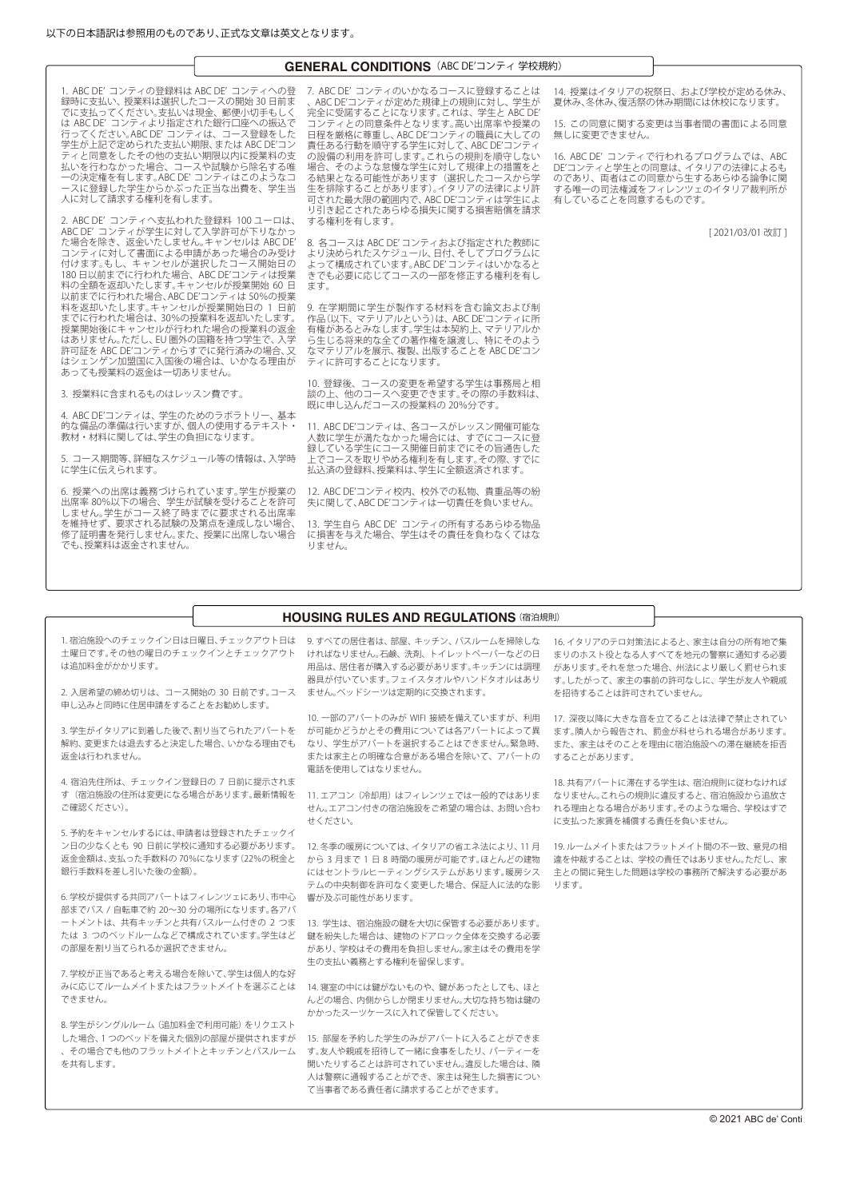以下の日本語訳は参照用のものであり、正式な文章は英文となります。

## GENERAL CONDITIONS（ABC DE'コンティ 学校規約）

1. ABC DE' コンティの登録料は ABC DE' コンティへの登録時に支払い、授業料は選択したコースの開始 30 日前までに支払ってください。支払いは現金、郵便小切手もしくは ABC DE' コンティより指定された銀行口座への振込で行ってください。ABC DE' コンティは、コース登録をした学生が上記で定められた支払い期限、または ABC DE'コンティと同意をしたその他の支払い期限以内に授業料の支払いを行わなかった場合、コースや試験から除名する唯一の決定権を有します。ABC DE' コンティはこのようなコースに登録した学生からかぶった正当な出費を、学生当人に対して請求する権利を有します。

2. ABC DE' コンティへ支払われた登録料 100 ユーロは、ABC DE' コンティが学生に対して入学許可が下りなかった場合を除き、返金いたしません。キャンセルは ABC DE' コンティに対して書面による申請があった場合のみ受け付けます。もし、キャンセルが選択したコース開始日の 180 日以前までに行われた場合、ABC DE'コンティは授業料の全額を返却いたします。キャンセルが授業開始 60 日以前までに行われた場合、ABC DE'コンティは 50%の授業料を返却いたします。キャンセルが授業開始日の 1 日前までに行われた場合は、30%の授業料を返却いたします。授業開始後にキャンセルが行われた場合の授業料の返金はありません。ただし、EU 圏外の国籍を持つ学生で、入学許可証を ABC DE'コンティからすでに発行済みの場合、又はシェンゲン加盟国に入国後の場合は、いかなる理由があっても授業料の返金は一切ありません。

3. 授業料に含まれるものはレッスン費です。

4. ABC DE'コンティは、学生のためのラボラトリー、基本的な備品の準備は行いますが、個人の使用するテキスト・教材・材料に関しては、学生の負担になります。

5. コース期間等、詳細なスケジュール等の情報は、入学時に学生に伝えられます。

6. 授業への出席は義務づけられています。学生が授業の出席率 80%以下の場合、学生が試験を受けることを許可しません。学生がコース終了時までに要求される出席率を維持せず、要求される試験の及第点を達成しない場合、修了証明書を発行しません。また、授業に出席しない場合でも、授業料は返金されません。

7. ABC DE'コンティのいかなるコースに登録することは、ABC DE'コンティが定めた規律上の規則に対し、学生が完全に受諾することになります。これは、学生と ABC DE' コンティとの同意条件となります。高い出席率や授業の日程を厳格に尊重し、ABC DE'コンティの職員に大しての責任ある行動を順守する学生に対して、ABC DE'コンティの設備の利用を許可します。これらの規則を順守しない場合、そのような怠慢な学生に対して規律上の措置をとる結果となる可能性があります（選択したコースから学生を排除することがあります）。イタリアの法律により許可された最大限の範囲内で、ABC DE'コンティは学生により引き起こされたあらゆる損失に関する損害賠償を請求する権利を有します。

8. 各コースは ABC DE' コンティおよび指定された教師により決められたスケジュール、日付、そしてプログラムによって構成されています。ABC DE' コンティはいかなるときでも必要に応じてコースの一部を修正する権利を有します。

9. 在学期間に学生が製作する材料を含む論文および制作品（以下、マテリアルという）は、ABC DE'コンティに所有権があるとみなします。学生は本契約上、マテリアルから生じる将来的な全ての著作権を譲渡し、特にそのようなマテリアルを展示、複製、出版することを ABC DE'コンティに許可することになります。

10. 登録後、コースの変更を希望する学生は事務局と相談の上、他のコースへ変更できます。その際の手数料は、既に申し込んだコースの授業料の 20%分です。

11. ABC DE'コンティは、各コースがレッスン開催可能な人数に学生が満たなかった場合には、すでにコースに登録している学生にコース開催日前までにその旨通告した上でコースを取りやめる権利を有します。その際、すでに払込済の登録料、授業料は、学生に全額返済されます。

12. ABC DE'コンティ校内、校外での私物、貴重品等の紛失に関して、ABC DE'コンティは一切責任を負いません。

13. 学生自ら ABC DE' コンティの所有するあらゆる物品に損害を与えた場合、学生はその責任を負わなくてはなりません。

14. 授業はイタリアの祝祭日、および学校が定める休み、夏休み、冬休み、復活祭の休み期間には休校になります。

15. この同意に関する変更は当事者間の書面による同意無しに変更できません。

16. ABC DE' コンティで行われるプログラムでは、ABC DE'コンティと学生との同意は、イタリアの法律によるものであり、両者はこの同意から生ずるあらゆる論争に関する唯一の司法権減をフィレンツェのイタリア裁判所が有していることを同意するものです。

[ 2021/03/01 改訂 ]

## HOUSING RULES AND REGULATIONS（宿泊規則）

1. 宿泊施設へのチェックイン日は日曜日、チェックアウト日は土曜日です。その他の曜日のチェックインとチェックアウトは追加料金がかかります。

2. 入居希望の締め切りは、コース開始の 30 日前です。コース申し込みと同時に住居申請をすることをお勧めします。

3. 学生がイタリアに到着した後で、割り当てられたアパートを解約、変更または退去すると決定した場合、いかなる理由でも返金は行われません。

4. 宿泊先住所は、チェックイン登録日の 7 日前に提示されます（宿泊施設の住所は変更になる場合があります。最新情報をご確認ください）。

5. 予約をキャンセルするには、申請者は登録されたチェックイン日の少なくとも 90 日前に学校に通知する必要があります。返金金額は、支払った手数料の 70%になります（22%の税金と銀行手数料を差し引いた後の金額）。

6. 学校が提供する共同アパートはフィレンツェにあり、市中心部までバス / 自転車で約 20〜30 分の場所になります。各アパートメントは、共有キッチンと共有バスルーム付きの 2 つまたは 3 つのベッドルームなどで構成されています。学生はどの部屋を割り当てられるか選択できません。

7. 学校が正当であると考える場合を除いて、学生は個人的な好みに応じてルームメイトまたはフラットメイトを選ぶことはできません。

8. 学生がシングルルーム（追加料金で利用可能）をリクエストした場合、1 つのベッドを備えた個別の部屋が提供されますが、その場合でも他のフラットメイトとキッチンとバスルームを共有します。

9. すべての居住者は、部屋、キッチン、バスルームを掃除しなければなりません。石鹸、洗剤、トイレットペーパーなどの日用品は、居住者が購入する必要があります。キッチンには調理器具が付いています。フェイスタオルやハンドタオルはありません。ベッドシーツは定期的に交換されます。

10. 一部のアパートのみが WIFI 接続を備えていますが、利用が可能かどうかとその費用については各アパートによって異なり、学生がアパートを選択することはできません。緊急時、または家主との明確な合意がある場合を除いて、アパートの電話を使用してはなりません。

11. エアコン（冷却用）はフィレンツェでは一般的ではありません。エアコン付きの宿泊施設をご希望の場合は、お問い合わせください。

12. 冬季の暖房については、イタリアの省エネ法により、11 月から 3 月まで 1 日 8 時間の暖房が可能です。ほとんどの建物にはセントラルヒーティングシステムがあります。暖房システムの中央制御を許可なく変更した場合、保証人に法的な影響が及ぶ可能性があります。

13. 学生は、宿泊施設の鍵を大切に保管する必要があります。鍵を紛失した場合は、建物のドアロック全体を交換する必要があり、学校はその費用を負担しません。家主はその費用を学生の支払い義務とする権利を留保します。

14. 寝室の中には鍵がないものや、鍵があったとしても、ほとんどの場合、内側からしか閉まりません。大切な持ち物は鍵のかかったスーツケースに入れて保管してください。

15. 部屋を予約した学生のみがアパートに入ることができます。友人や親戚を招待して一緒に食事をしたり、パーティーを開いたりすることは許可されていません。違反した場合は、隣人は警察に通報することができ、家主は発生した損害について当事者である責任者に請求することができます。

16. イタリアのテロ対策法によると、家主は自分の所有地で集まりのホスト役となる人すべてを地元の警察に通知する必要があります。それを怠った場合、州法により厳しく罰せられます。したがって、家主の事前の許可なしに、学生が友人や親戚を招待することは許可されていません。

17. 深夜以降に大きな音を立てることは法律で禁止されています。隣人から報告され、罰金が科せられる場合があります。また、家主はそのことを理由に宿泊施設への滞在継続を拒否することがあります。

18. 共有アパートに滞在する学生は、宿泊規則に従わなければなりません。これらの規則に違反すると、宿泊施設から追放される理由となる場合があります。そのような場合、学校はすでに支払った家賃を補償する責任を負いません。

19. ルームメイトまたはフラットメイト間の不一致、意見の相違を仲裁することは、学校の責任ではありません。ただし、家主との間に発生した問題は学校の事務所で解決する必要があります。

© 2021 ABC de' Conti